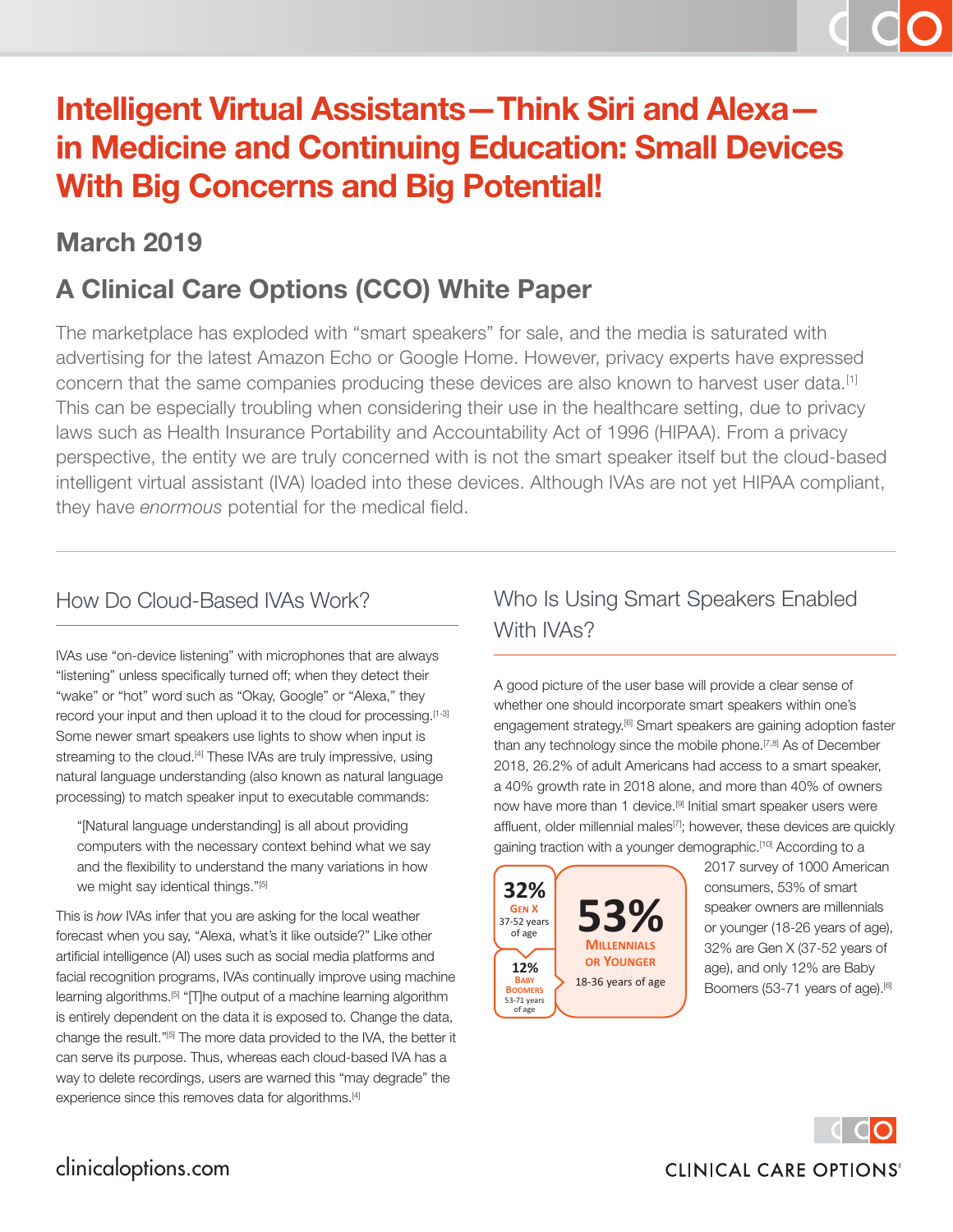# Intelligent Virtual Assistants—Think Siri and Alexa—in Medicine and Continuing Education: Small Devices With Big Concerns and Big Potential!

## March 2019

## A Clinical Care Options (CCO) White Paper

The marketplace has exploded with "smart speakers" for sale, and the media is saturated with advertising for the latest Amazon Echo or Google Home. However, privacy experts have expressed concern that the same companies producing these devices are also known to harvest user data.[1] This can be especially troubling when considering their use in the healthcare setting, due to privacy laws such as Health Insurance Portability and Accountability Act of 1996 (HIPAA). From a privacy perspective, the entity we are truly concerned with is not the smart speaker itself but the cloud-based intelligent virtual assistant (IVA) loaded into these devices. Although IVAs are not yet HIPAA compliant, they have *enormous* potential for the medical field.

### How Do Cloud-Based IVAs Work?

IVAs use "on-device listening" with microphones that are always "listening" unless specifically turned off; when they detect their "wake" or "hot" word such as "Okay, Google" or "Alexa," they record your input and then upload it to the cloud for processing.[1-3] Some newer smart speakers use lights to show when input is streaming to the cloud.[4] These IVAs are truly impressive, using natural language understanding (also known as natural language processing) to match speaker input to executable commands:

> "[Natural language understanding] is all about providing computers with the necessary context behind what we say and the flexibility to understand the many variations in how we might say identical things."[5]

This is *how* IVAs infer that you are asking for the local weather forecast when you say, "Alexa, what's it like outside?" Like other artificial intelligence (AI) uses such as social media platforms and facial recognition programs, IVAs continually improve using machine learning algorithms.[5] "[T]he output of a machine learning algorithm is entirely dependent on the data it is exposed to. Change the data, change the result."[5] The more data provided to the IVA, the better it can serve its purpose. Thus, whereas each cloud-based IVA has a way to delete recordings, users are warned this "may degrade" the experience since this removes data for algorithms.[4]

### Who Is Using Smart Speakers Enabled With IVAs?

A good picture of the user base will provide a clear sense of whether one should incorporate smart speakers within one's engagement strategy.[6] Smart speakers are gaining adoption faster than any technology since the mobile phone.[7,8] As of December 2018, 26.2% of adult Americans had access to a smart speaker, a 40% growth rate in 2018 alone, and more than 40% of owners now have more than 1 device.[9] Initial smart speaker users were affluent, older millennial males[7]; however, these devices are quickly gaining traction with a younger demographic.[10] According to a 2017 survey of 1000 American consumers, 53% of smart speaker owners are millennials or younger (18-26 years of age), 32% are Gen X (37-52 years of age), and only 12% are Baby Boomers (53-71 years of age).[6]

**32%** Gen X 37-52 years of age

**12%** Baby Boomers 53-71 years of age

**53%** Millennials or Younger 18-36 years of age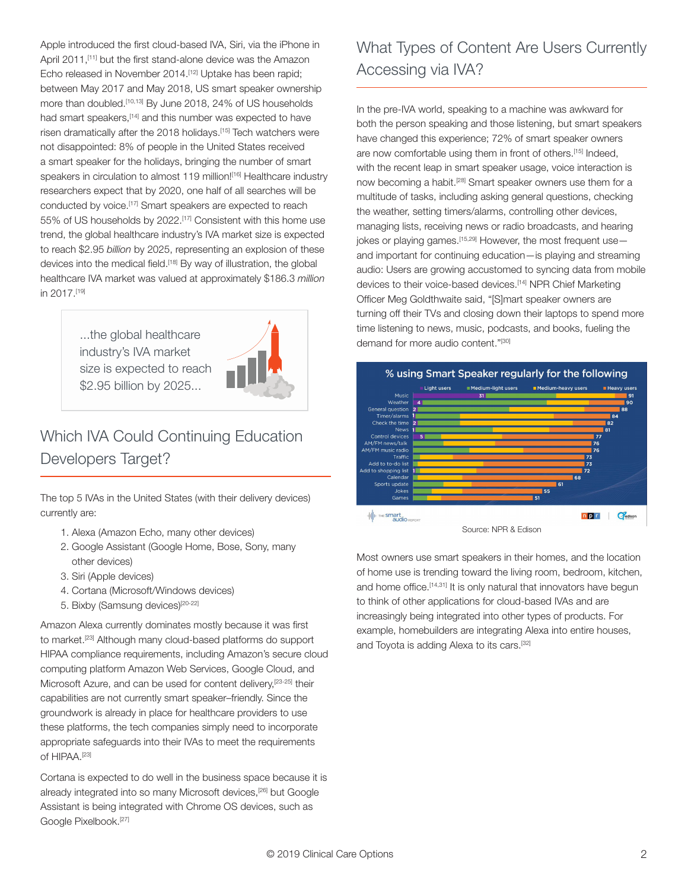Apple introduced the first cloud-based IVA, Siri, via the iPhone in April 2011,[11] but the first stand-alone device was the Amazon Echo released in November 2014.[12] Uptake has been rapid; between May 2017 and May 2018, US smart speaker ownership more than doubled.[10,13] By June 2018, 24% of US households had smart speakers,[14] and this number was expected to have risen dramatically after the 2018 holidays.[15] Tech watchers were not disappointed: 8% of people in the United States received a smart speaker for the holidays, bringing the number of smart speakers in circulation to almost 119 million![16] Healthcare industry researchers expect that by 2020, one half of all searches will be conducted by voice.[17] Smart speakers are expected to reach 55% of US households by 2022.[17] Consistent with this home use trend, the global healthcare industry's IVA market size is expected to reach $2.95 *billion* by 2025, representing an explosion of these devices into the medical field.[18] By way of illustration, the global healthcare IVA market was valued at approximately $186.3 *million* in 2017.[19]

> ...the global healthcare industry's IVA market size is expected to reach $2.95 billion by 2025...

## Which IVA Could Continuing Education Developers Target?

The top 5 IVAs in the United States (with their delivery devices) currently are:

1. Alexa (Amazon Echo, many other devices)
2. Google Assistant (Google Home, Bose, Sony, many other devices)
3. Siri (Apple devices)
4. Cortana (Microsoft/Windows devices)
5. Bixby (Samsung devices)[20-22]

Amazon Alexa currently dominates mostly because it was first to market.[23] Although many cloud-based platforms do support HIPAA compliance requirements, including Amazon's secure cloud computing platform Amazon Web Services, Google Cloud, and Microsoft Azure, and can be used for content delivery,[23-25] their capabilities are not currently smart speaker–friendly. Since the groundwork is already in place for healthcare providers to use these platforms, the tech companies simply need to incorporate appropriate safeguards into their IVAs to meet the requirements of HIPAA.[23]

Cortana is expected to do well in the business space because it is already integrated into so many Microsoft devices,[26] but Google Assistant is being integrated with Chrome OS devices, such as Google Pixelbook.[27]

## What Types of Content Are Users Currently Accessing via IVA?

In the pre-IVA world, speaking to a machine was awkward for both the person speaking and those listening, but smart speakers have changed this experience; 72% of smart speaker owners are now comfortable using them in front of others.[15] Indeed, with the recent leap in smart speaker usage, voice interaction is now becoming a habit.[28] Smart speaker owners use them for a multitude of tasks, including asking general questions, checking the weather, setting timers/alarms, controlling other devices, managing lists, receiving news or radio broadcasts, and hearing jokes or playing games.[15,29] However, the most frequent use—and important for continuing education—is playing and streaming audio: Users are growing accustomed to syncing data from mobile devices to their voice-based devices.[14] NPR Chief Marketing Officer Meg Goldthwaite said, "[S]mart speaker owners are turning off their TVs and closing down their laptops to spend more time listening to news, music, podcasts, and books, fueling the demand for more audio content."[30]

**% using Smart Speaker regularly for the following**

| | Light users | Heavy users |
|---|---|---|
| Music | 31 | 91 |
| Weather | 4 | 90 |
| General question | 2 | 88 |
| Timer/alarms | 1 | 84 |
| Check the time | 2 | 82 |
| News | 1 | 81 |
| Control devices | 5 | 77 |
| AM/FM news/talk | | 76 |
| AM/FM music radio | | 76 |
| Traffic | | 73 |
| Add to to-do list | | 73 |
| Add to shopping list | 1 | 72 |
| Calendar | | 68 |
| Sports update | | 61 |
| Jokes | | 55 |
| Games | | 51 |

Source: NPR & Edison

Most owners use smart speakers in their homes, and the location of home use is trending toward the living room, bedroom, kitchen, and home office.[14,31] It is only natural that innovators have begun to think of other applications for cloud-based IVAs and are increasingly being integrated into other types of products. For example, homebuilders are integrating Alexa into entire houses, and Toyota is adding Alexa to its cars.[32]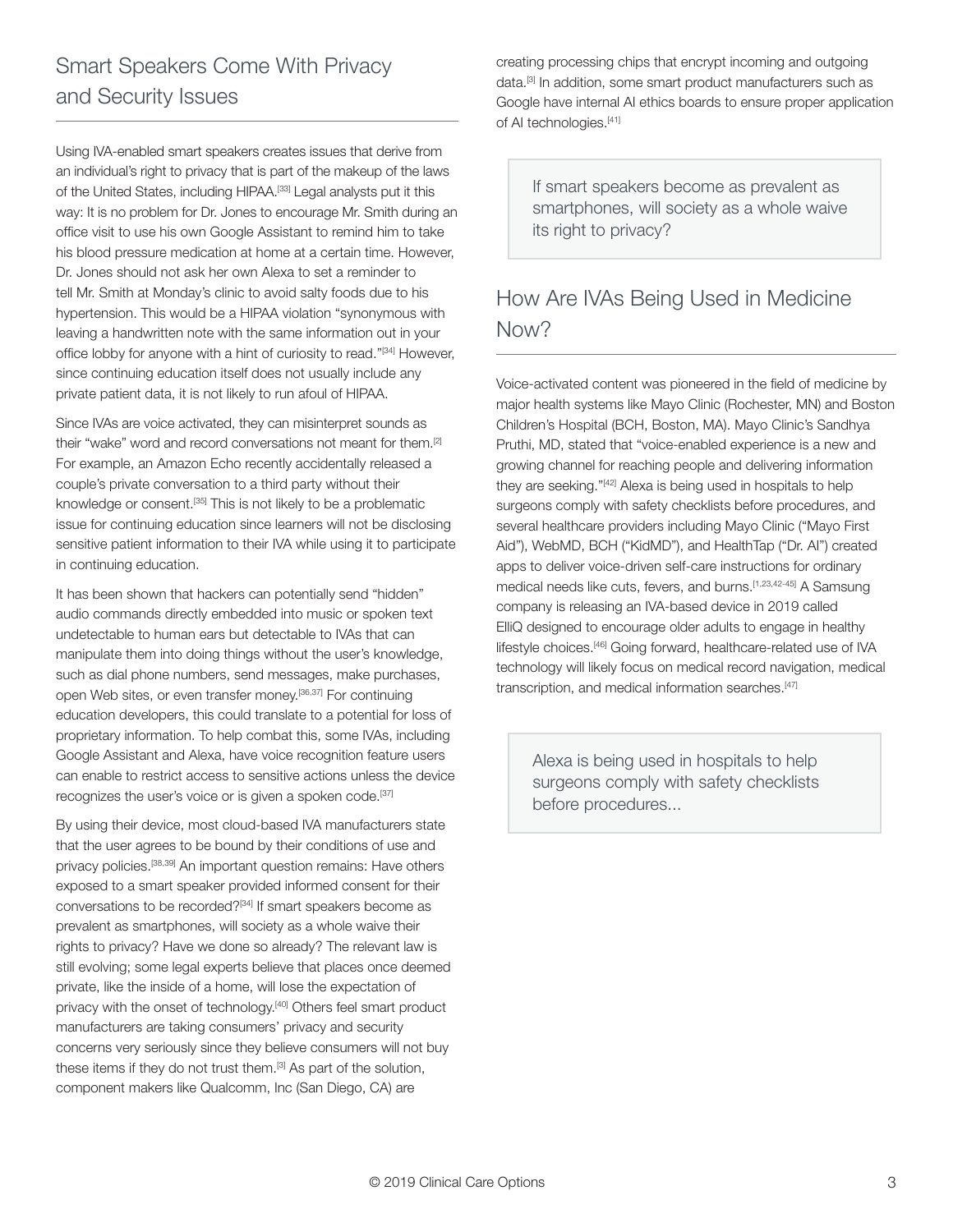## Smart Speakers Come With Privacy and Security Issues

Using IVA-enabled smart speakers creates issues that derive from an individual's right to privacy that is part of the makeup of the laws of the United States, including HIPAA.[33] Legal analysts put it this way: It is no problem for Dr. Jones to encourage Mr. Smith during an office visit to use his own Google Assistant to remind him to take his blood pressure medication at home at a certain time. However, Dr. Jones should not ask her own Alexa to set a reminder to tell Mr. Smith at Monday's clinic to avoid salty foods due to his hypertension. This would be a HIPAA violation "synonymous with leaving a handwritten note with the same information out in your office lobby for anyone with a hint of curiosity to read."[34] However, since continuing education itself does not usually include any private patient data, it is not likely to run afoul of HIPAA.

Since IVAs are voice activated, they can misinterpret sounds as their "wake" word and record conversations not meant for them.[2] For example, an Amazon Echo recently accidentally released a couple's private conversation to a third party without their knowledge or consent.[35] This is not likely to be a problematic issue for continuing education since learners will not be disclosing sensitive patient information to their IVA while using it to participate in continuing education.

It has been shown that hackers can potentially send "hidden" audio commands directly embedded into music or spoken text undetectable to human ears but detectable to IVAs that can manipulate them into doing things without the user's knowledge, such as dial phone numbers, send messages, make purchases, open Web sites, or even transfer money.[36,37] For continuing education developers, this could translate to a potential for loss of proprietary information. To help combat this, some IVAs, including Google Assistant and Alexa, have voice recognition feature users can enable to restrict access to sensitive actions unless the device recognizes the user's voice or is given a spoken code.[37]

By using their device, most cloud-based IVA manufacturers state that the user agrees to be bound by their conditions of use and privacy policies.[38,39] An important question remains: Have others exposed to a smart speaker provided informed consent for their conversations to be recorded?[34] If smart speakers become as prevalent as smartphones, will society as a whole waive their rights to privacy? Have we done so already? The relevant law is still evolving; some legal experts believe that places once deemed private, like the inside of a home, will lose the expectation of privacy with the onset of technology.[40] Others feel smart product manufacturers are taking consumers' privacy and security concerns very seriously since they believe consumers will not buy these items if they do not trust them.[3] As part of the solution, component makers like Qualcomm, Inc (San Diego, CA) are creating processing chips that encrypt incoming and outgoing data.[3] In addition, some smart product manufacturers such as Google have internal AI ethics boards to ensure proper application of AI technologies.[41]

> If smart speakers become as prevalent as smartphones, will society as a whole waive its right to privacy?

## How Are IVAs Being Used in Medicine Now?

Voice-activated content was pioneered in the field of medicine by major health systems like Mayo Clinic (Rochester, MN) and Boston Children's Hospital (BCH, Boston, MA). Mayo Clinic's Sandhya Pruthi, MD, stated that "voice-enabled experience is a new and growing channel for reaching people and delivering information they are seeking."[42] Alexa is being used in hospitals to help surgeons comply with safety checklists before procedures, and several healthcare providers including Mayo Clinic ("Mayo First Aid"), WebMD, BCH ("KidMD"), and HealthTap ("Dr. AI") created apps to deliver voice-driven self-care instructions for ordinary medical needs like cuts, fevers, and burns.[1,23,42-45] A Samsung company is releasing an IVA-based device in 2019 called ElliQ designed to encourage older adults to engage in healthy lifestyle choices.[46] Going forward, healthcare-related use of IVA technology will likely focus on medical record navigation, medical transcription, and medical information searches.[47]

> Alexa is being used in hospitals to help surgeons comply with safety checklists before procedures...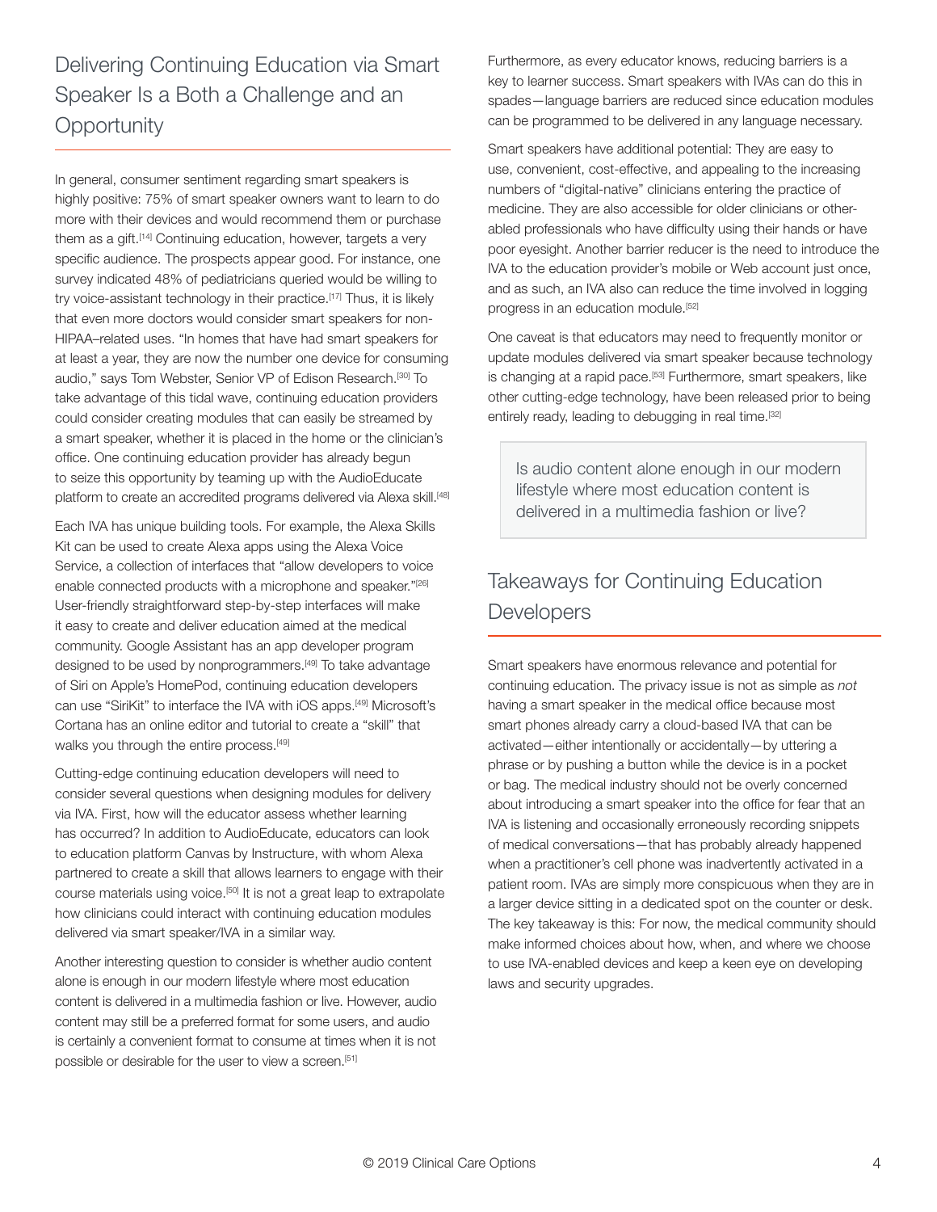## Delivering Continuing Education via Smart Speaker Is a Both a Challenge and an Opportunity

In general, consumer sentiment regarding smart speakers is highly positive: 75% of smart speaker owners want to learn to do more with their devices and would recommend them or purchase them as a gift.[14] Continuing education, however, targets a very specific audience. The prospects appear good. For instance, one survey indicated 48% of pediatricians queried would be willing to try voice-assistant technology in their practice.[17] Thus, it is likely that even more doctors would consider smart speakers for non-HIPAA–related uses. "In homes that have had smart speakers for at least a year, they are now the number one device for consuming audio," says Tom Webster, Senior VP of Edison Research.[30] To take advantage of this tidal wave, continuing education providers could consider creating modules that can easily be streamed by a smart speaker, whether it is placed in the home or the clinician's office. One continuing education provider has already begun to seize this opportunity by teaming up with the AudioEducate platform to create an accredited programs delivered via Alexa skill.[48]

Each IVA has unique building tools. For example, the Alexa Skills Kit can be used to create Alexa apps using the Alexa Voice Service, a collection of interfaces that "allow developers to voice enable connected products with a microphone and speaker."[26] User-friendly straightforward step-by-step interfaces will make it easy to create and deliver education aimed at the medical community. Google Assistant has an app developer program designed to be used by nonprogrammers.[49] To take advantage of Siri on Apple's HomePod, continuing education developers can use "SiriKit" to interface the IVA with iOS apps.[49] Microsoft's Cortana has an online editor and tutorial to create a "skill" that walks you through the entire process.[49]

Cutting-edge continuing education developers will need to consider several questions when designing modules for delivery via IVA. First, how will the educator assess whether learning has occurred? In addition to AudioEducate, educators can look to education platform Canvas by Instructure, with whom Alexa partnered to create a skill that allows learners to engage with their course materials using voice.[50] It is not a great leap to extrapolate how clinicians could interact with continuing education modules delivered via smart speaker/IVA in a similar way.

Another interesting question to consider is whether audio content alone is enough in our modern lifestyle where most education content is delivered in a multimedia fashion or live. However, audio content may still be a preferred format for some users, and audio is certainly a convenient format to consume at times when it is not possible or desirable for the user to view a screen.[51]

Furthermore, as every educator knows, reducing barriers is a key to learner success. Smart speakers with IVAs can do this in spades—language barriers are reduced since education modules can be programmed to be delivered in any language necessary.

Smart speakers have additional potential: They are easy to use, convenient, cost-effective, and appealing to the increasing numbers of "digital-native" clinicians entering the practice of medicine. They are also accessible for older clinicians or other-abled professionals who have difficulty using their hands or have poor eyesight. Another barrier reducer is the need to introduce the IVA to the education provider's mobile or Web account just once, and as such, an IVA also can reduce the time involved in logging progress in an education module.[52]

One caveat is that educators may need to frequently monitor or update modules delivered via smart speaker because technology is changing at a rapid pace.[53] Furthermore, smart speakers, like other cutting-edge technology, have been released prior to being entirely ready, leading to debugging in real time.[32]

> Is audio content alone enough in our modern lifestyle where most education content is delivered in a multimedia fashion or live?

## Takeaways for Continuing Education Developers

Smart speakers have enormous relevance and potential for continuing education. The privacy issue is not as simple as *not* having a smart speaker in the medical office because most smart phones already carry a cloud-based IVA that can be activated—either intentionally or accidentally—by uttering a phrase or by pushing a button while the device is in a pocket or bag. The medical industry should not be overly concerned about introducing a smart speaker into the office for fear that an IVA is listening and occasionally erroneously recording snippets of medical conversations—that has probably already happened when a practitioner's cell phone was inadvertently activated in a patient room. IVAs are simply more conspicuous when they are in a larger device sitting in a dedicated spot on the counter or desk. The key takeaway is this: For now, the medical community should make informed choices about how, when, and where we choose to use IVA-enabled devices and keep a keen eye on developing laws and security upgrades.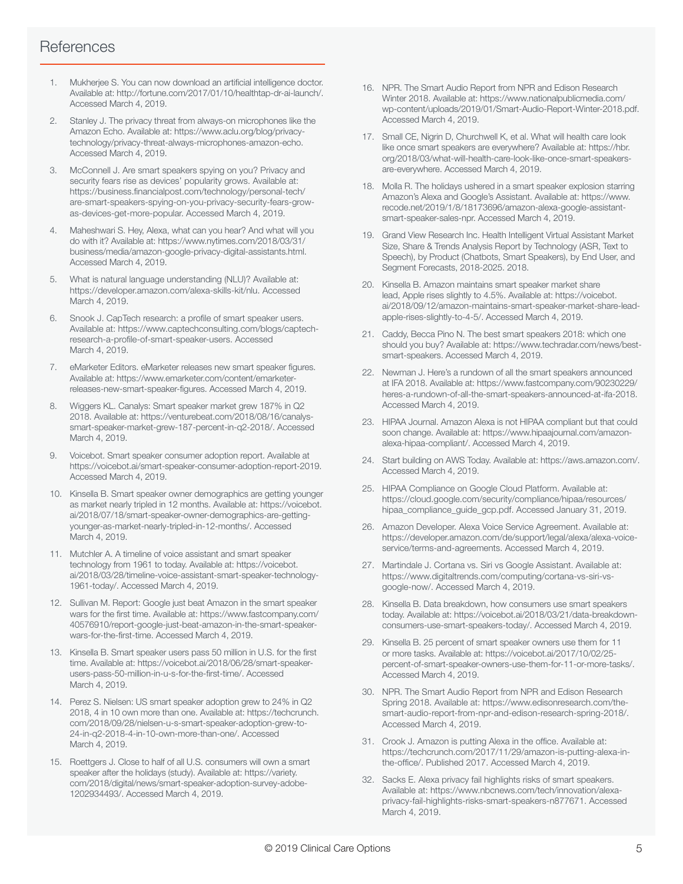## References

1. Mukherjee S. You can now download an artificial intelligence doctor. Available at: http://fortune.com/2017/01/10/healthtap-dr-ai-launch/. Accessed March 4, 2019.
2. Stanley J. The privacy threat from always-on microphones like the Amazon Echo. Available at: https://www.aclu.org/blog/privacy-technology/privacy-threat-always-microphones-amazon-echo. Accessed March 4, 2019.
3. McConnell J. Are smart speakers spying on you? Privacy and security fears rise as devices' popularity grows. Available at: https://business.financialpost.com/technology/personal-tech/are-smart-speakers-spying-on-you-privacy-security-fears-grow-as-devices-get-more-popular. Accessed March 4, 2019.
4. Maheshwari S. Hey, Alexa, what can you hear? And what will you do with it? Available at: https://www.nytimes.com/2018/03/31/business/media/amazon-google-privacy-digital-assistants.html. Accessed March 4, 2019.
5. What is natural language understanding (NLU)? Available at: https://developer.amazon.com/alexa-skills-kit/nlu. Accessed March 4, 2019.
6. Snook J. CapTech research: a profile of smart speaker users. Available at: https://www.captechconsulting.com/blogs/captech-research-a-profile-of-smart-speaker-users. Accessed March 4, 2019.
7. eMarketer Editors. eMarketer releases new smart speaker figures. Available at: https://www.emarketer.com/content/emarketer-releases-new-smart-speaker-figures. Accessed March 4, 2019.
8. Wiggers KL. Canalys: Smart speaker market grew 187% in Q2 2018. Available at: https://venturebeat.com/2018/08/16/canalys-smart-speaker-market-grew-187-percent-in-q2-2018/. Accessed March 4, 2019.
9. Voicebot. Smart speaker consumer adoption report. Available at https://voicebot.ai/smart-speaker-consumer-adoption-report-2019. Accessed March 4, 2019.
10. Kinsella B. Smart speaker owner demographics are getting younger as market nearly tripled in 12 months. Available at: https://voicebot.ai/2018/07/18/smart-speaker-owner-demographics-are-getting-younger-as-market-nearly-tripled-in-12-months/. Accessed March 4, 2019.
11. Mutchler A. A timeline of voice assistant and smart speaker technology from 1961 to today. Available at: https://voicebot.ai/2018/03/28/timeline-voice-assistant-smart-speaker-technology-1961-today/. Accessed March 4, 2019.
12. Sullivan M. Report: Google just beat Amazon in the smart speaker wars for the first time. Available at: https://www.fastcompany.com/40576910/report-google-just-beat-amazon-in-the-smart-speaker-wars-for-the-first-time. Accessed March 4, 2019.
13. Kinsella B. Smart speaker users pass 50 million in U.S. for the first time. Available at: https://voicebot.ai/2018/06/28/smart-speaker-users-pass-50-million-in-u-s-for-the-first-time/. Accessed March 4, 2019.
14. Perez S. Nielsen: US smart speaker adoption grew to 24% in Q2 2018, 4 in 10 own more than one. Available at: https://techcrunch.com/2018/09/28/nielsen-u-s-smart-speaker-adoption-grew-to-24-in-q2-2018-4-in-10-own-more-than-one/. Accessed March 4, 2019.
15. Roettgers J. Close to half of all U.S. consumers will own a smart speaker after the holidays (study). Available at: https://variety.com/2018/digital/news/smart-speaker-adoption-survey-adobe-1202934493/. Accessed March 4, 2019.
16. NPR. The Smart Audio Report from NPR and Edison Research Winter 2018. Available at: https://www.nationalpublicmedia.com/wp-content/uploads/2019/01/Smart-Audio-Report-Winter-2018.pdf. Accessed March 4, 2019.
17. Small CE, Nigrin D, Churchwell K, et al. What will health care look like once smart speakers are everywhere? Available at: https://hbr.org/2018/03/what-will-health-care-look-like-once-smart-speakers-are-everywhere. Accessed March 4, 2019.
18. Molla R. The holidays ushered in a smart speaker explosion starring Amazon's Alexa and Google's Assistant. Available at: https://www.recode.net/2019/1/8/18173696/amazon-alexa-google-assistant-smart-speaker-sales-npr. Accessed March 4, 2019.
19. Grand View Research Inc. Health Intelligent Virtual Assistant Market Size, Share & Trends Analysis Report by Technology (ASR, Text to Speech), by Product (Chatbots, Smart Speakers), by End User, and Segment Forecasts, 2018-2025. 2018.
20. Kinsella B. Amazon maintains smart speaker market share lead, Apple rises slightly to 4.5%. Available at: https://voicebot.ai/2018/09/12/amazon-maintains-smart-speaker-market-share-lead-apple-rises-slightly-to-4-5/. Accessed March 4, 2019.
21. Caddy, Becca Pino N. The best smart speakers 2018: which one should you buy? Available at: https://www.techradar.com/news/best-smart-speakers. Accessed March 4, 2019.
22. Newman J. Here's a rundown of all the smart speakers announced at IFA 2018. Available at: https://www.fastcompany.com/90230229/heres-a-rundown-of-all-the-smart-speakers-announced-at-ifa-2018. Accessed March 4, 2019.
23. HIPAA Journal. Amazon Alexa is not HIPAA compliant but that could soon change. Available at: https://www.hipaajournal.com/amazon-alexa-hipaa-compliant/. Accessed March 4, 2019.
24. Start building on AWS Today. Available at: https://aws.amazon.com/. Accessed March 4, 2019.
25. HIPAA Compliance on Google Cloud Platform. Available at: https://cloud.google.com/security/compliance/hipaa/resources/hipaa_compliance_guide_gcp.pdf. Accessed January 31, 2019.
26. Amazon Developer. Alexa Voice Service Agreement. Available at: https://developer.amazon.com/de/support/legal/alexa/alexa-voice-service/terms-and-agreements. Accessed March 4, 2019.
27. Martindale J. Cortana vs. Siri vs Google Assistant. Available at: https://www.digitaltrends.com/computing/cortana-vs-siri-vs-google-now/. Accessed March 4, 2019.
28. Kinsella B. Data breakdown, how consumers use smart speakers today. Available at: https://voicebot.ai/2018/03/21/data-breakdown-consumers-use-smart-speakers-today/. Accessed March 4, 2019.
29. Kinsella B. 25 percent of smart speaker owners use them for 11 or more tasks. Available at: https://voicebot.ai/2017/10/02/25-percent-of-smart-speaker-owners-use-them-for-11-or-more-tasks/. Accessed March 4, 2019.
30. NPR. The Smart Audio Report from NPR and Edison Research Spring 2018. Available at: https://www.edisonresearch.com/the-smart-audio-report-from-npr-and-edison-research-spring-2018/. Accessed March 4, 2019.
31. Crook J. Amazon is putting Alexa in the office. Available at: https://techcrunch.com/2017/11/29/amazon-is-putting-alexa-in-the-office/. Published 2017. Accessed March 4, 2019.
32. Sacks E. Alexa privacy fail highlights risks of smart speakers. Available at: https://www.nbcnews.com/tech/innovation/alexa-privacy-fail-highlights-risks-smart-speakers-n877671. Accessed March 4, 2019.

© 2019 Clinical Care Options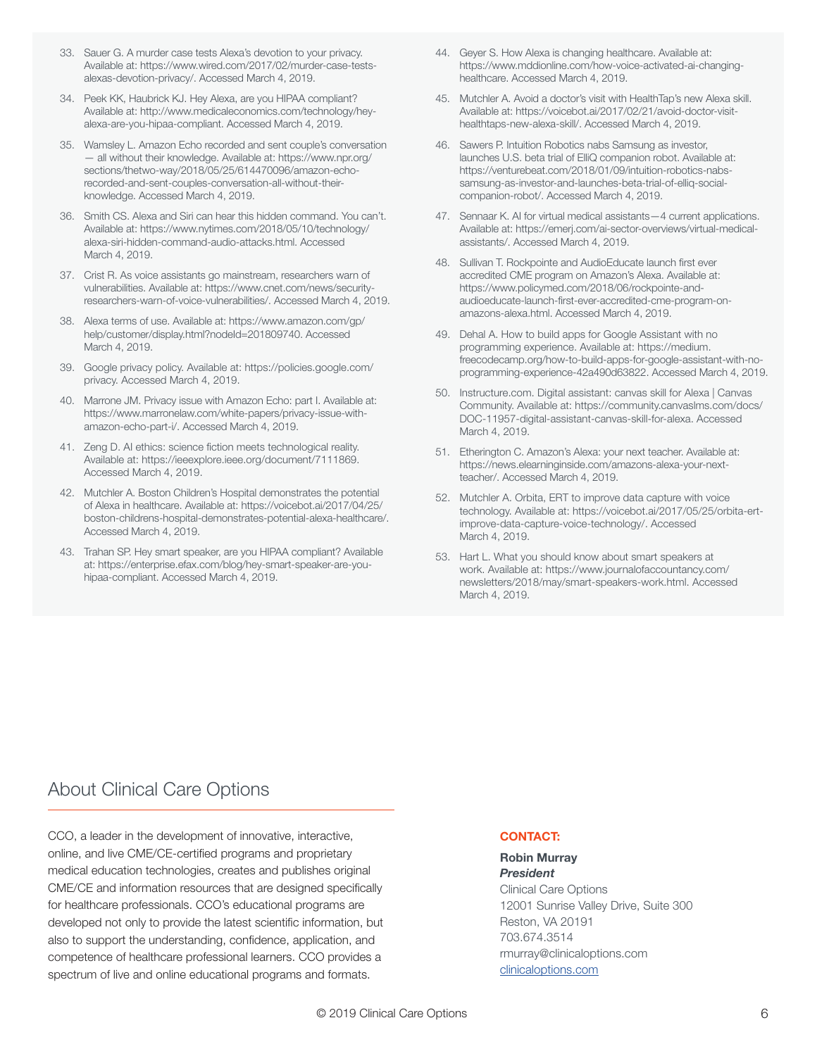33. Sauer G. A murder case tests Alexa's devotion to your privacy. Available at: https://www.wired.com/2017/02/murder-case-tests-alexas-devotion-privacy/. Accessed March 4, 2019.
34. Peek KK, Haubrick KJ. Hey Alexa, are you HIPAA compliant? Available at: http://www.medicaleconomics.com/technology/hey-alexa-are-you-hipaa-compliant. Accessed March 4, 2019.
35. Wamsley L. Amazon Echo recorded and sent couple's conversation — all without their knowledge. Available at: https://www.npr.org/sections/thetwo-way/2018/05/25/614470096/amazon-echo-recorded-and-sent-couples-conversation-all-without-their-knowledge. Accessed March 4, 2019.
36. Smith CS. Alexa and Siri can hear this hidden command. You can't. Available at: https://www.nytimes.com/2018/05/10/technology/alexa-siri-hidden-command-audio-attacks.html. Accessed March 4, 2019.
37. Crist R. As voice assistants go mainstream, researchers warn of vulnerabilities. Available at: https://www.cnet.com/news/security-researchers-warn-of-voice-vulnerabilities/. Accessed March 4, 2019.
38. Alexa terms of use. Available at: https://www.amazon.com/gp/help/customer/display.html?nodeId=201809740. Accessed March 4, 2019.
39. Google privacy policy. Available at: https://policies.google.com/privacy. Accessed March 4, 2019.
40. Marrone JM. Privacy issue with Amazon Echo: part I. Available at: https://www.marronelaw.com/white-papers/privacy-issue-with-amazon-echo-part-i/. Accessed March 4, 2019.
41. Zeng D. AI ethics: science fiction meets technological reality. Available at: https://ieeexplore.ieee.org/document/7111869. Accessed March 4, 2019.
42. Mutchler A. Boston Children's Hospital demonstrates the potential of Alexa in healthcare. Available at: https://voicebot.ai/2017/04/25/boston-childrens-hospital-demonstrates-potential-alexa-healthcare/. Accessed March 4, 2019.
43. Trahan SP. Hey smart speaker, are you HIPAA compliant? Available at: https://enterprise.efax.com/blog/hey-smart-speaker-are-you-hipaa-compliant. Accessed March 4, 2019.
44. Geyer S. How Alexa is changing healthcare. Available at: https://www.mddionline.com/how-voice-activated-ai-changing-healthcare. Accessed March 4, 2019.
45. Mutchler A. Avoid a doctor's visit with HealthTap's new Alexa skill. Available at: https://voicebot.ai/2017/02/21/avoid-doctor-visit-healthtaps-new-alexa-skill/. Accessed March 4, 2019.
46. Sawers P. Intuition Robotics nabs Samsung as investor, launches U.S. beta trial of ElliQ companion robot. Available at: https://venturebeat.com/2018/01/09/intuition-robotics-nabs-samsung-as-investor-and-launches-beta-trial-of-elliq-social-companion-robot/. Accessed March 4, 2019.
47. Sennaar K. AI for virtual medical assistants—4 current applications. Available at: https://emerj.com/ai-sector-overviews/virtual-medical-assistants/. Accessed March 4, 2019.
48. Sullivan T. Rockpointe and AudioEducate launch first ever accredited CME program on Amazon's Alexa. Available at: https://www.policymed.com/2018/06/rockpointe-and-audioeducate-launch-first-ever-accredited-cme-program-on-amazons-alexa.html. Accessed March 4, 2019.
49. Dehal A. How to build apps for Google Assistant with no programming experience. Available at: https://medium.freecodecamp.org/how-to-build-apps-for-google-assistant-with-no-programming-experience-42a490d63822. Accessed March 4, 2019.
50. Instructure.com. Digital assistant: canvas skill for Alexa | Canvas Community. Available at: https://community.canvaslms.com/docs/DOC-11957-digital-assistant-canvas-skill-for-alexa. Accessed March 4, 2019.
51. Etherington C. Amazon's Alexa: your next teacher. Available at: https://news.elearninginside.com/amazons-alexa-your-next-teacher/. Accessed March 4, 2019.
52. Mutchler A. Orbita, ERT to improve data capture with voice technology. Available at: https://voicebot.ai/2017/05/25/orbita-ert-improve-data-capture-voice-technology/. Accessed March 4, 2019.
53. Hart L. What you should know about smart speakers at work. Available at: https://www.journalofaccountancy.com/newsletters/2018/may/smart-speakers-work.html. Accessed March 4, 2019.

## About Clinical Care Options

CCO, a leader in the development of innovative, interactive, online, and live CME/CE-certified programs and proprietary medical education technologies, creates and publishes original CME/CE and information resources that are designed specifically for healthcare professionals. CCO's educational programs are developed not only to provide the latest scientific information, but also to support the understanding, confidence, application, and competence of healthcare professional learners. CCO provides a spectrum of live and online educational programs and formats.

**CONTACT:**

**Robin Murray**
***President***
Clinical Care Options
12001 Sunrise Valley Drive, Suite 300
Reston, VA 20191
703.674.3514
rmurray@clinicaloptions.com
clinicaloptions.com

© 2019 Clinical Care Options